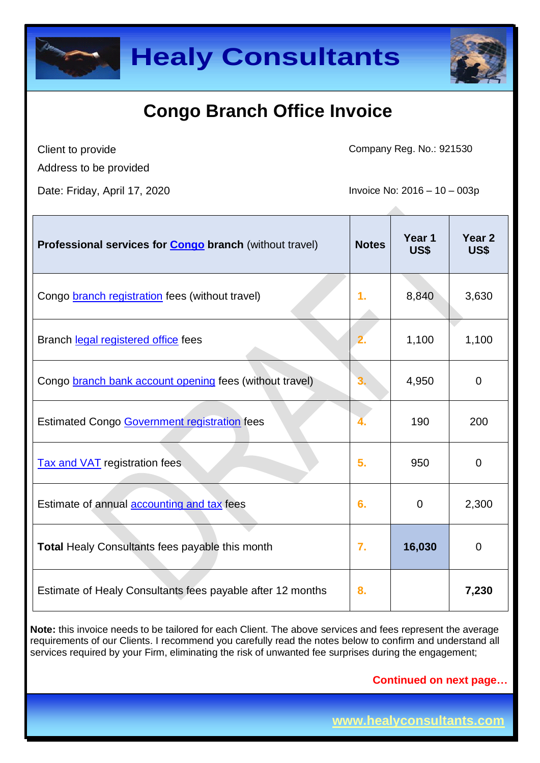# Healy Consultants

## Congo Branch Office Invoice

Client to provide

Address to be provided

Date: Friday, April 17, 2020

Company Reg. No.: 921530

Invoice No: 2016 – 10 – 003p

| **Professional services for Congo branch** (without travel) | **Notes** | **Year 1 US$** | **Year 2 US$** |
|---|---|---|---|
| Congo branch registration fees (without travel) | 1. | 8,840 | 3,630 |
| Branch legal registered office fees | 2. | 1,100 | 1,100 |
| Congo branch bank account opening fees (without travel) | 3. | 4,950 | 0 |
| Estimated Congo Government registration fees | 4. | 190 | 200 |
| Tax and VAT registration fees | 5. | 950 | 0 |
| Estimate of annual accounting and tax fees | 6. | 0 | 2,300 |
| **Total** Healy Consultants fees payable this month | 7. | **16,030** | 0 |
| Estimate of Healy Consultants fees payable after 12 months | 8. | | **7,230** |

**Note:** this invoice needs to be tailored for each Client. The above services and fees represent the average requirements of our Clients. I recommend you carefully read the notes below to confirm and understand all services required by your Firm, eliminating the risk of unwanted fee surprises during the engagement;

**Continued on next page…**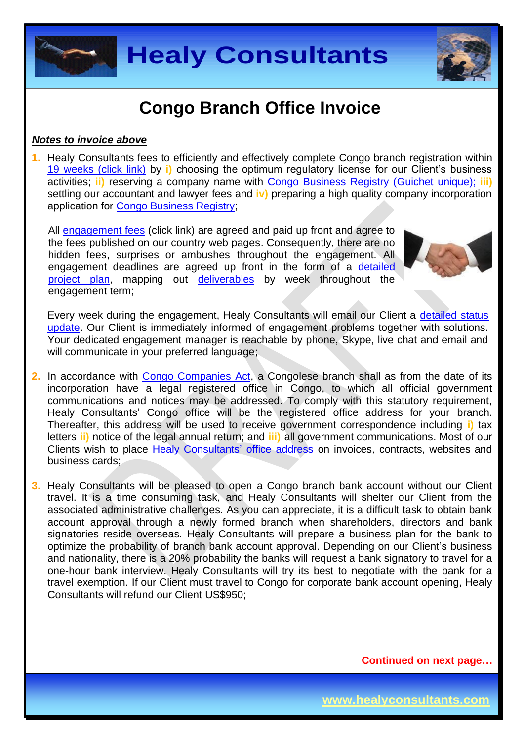# Congo Branch Office Invoice

***Notes to invoice above***

1. Healy Consultants fees to efficiently and effectively complete Congo branch registration within 19 weeks (click link) by **i)** choosing the optimum regulatory license for our Client's business activities; **ii)** reserving a company name with Congo Business Registry (Guichet unique); **iii)** settling our accountant and lawyer fees and **iv)** preparing a high quality company incorporation application for Congo Business Registry;

   All engagement fees (click link) are agreed and paid up front and agree to the fees published on our country web pages. Consequently, there are no hidden fees, surprises or ambushes throughout the engagement. All engagement deadlines are agreed up front in the form of a detailed project plan, mapping out deliverables by week throughout the engagement term;

   Every week during the engagement, Healy Consultants will email our Client a detailed status update. Our Client is immediately informed of engagement problems together with solutions. Your dedicated engagement manager is reachable by phone, Skype, live chat and email and will communicate in your preferred language;

2. In accordance with Congo Companies Act, a Congolese branch shall as from the date of its incorporation have a legal registered office in Congo, to which all official government communications and notices may be addressed. To comply with this statutory requirement, Healy Consultants' Congo office will be the registered office address for your branch. Thereafter, this address will be used to receive government correspondence including **i)** tax letters **ii)** notice of the legal annual return; and **iii)** all government communications. Most of our Clients wish to place Healy Consultants' office address on invoices, contracts, websites and business cards;

3. Healy Consultants will be pleased to open a Congo branch bank account without our Client travel. It is a time consuming task, and Healy Consultants will shelter our Client from the associated administrative challenges. As you can appreciate, it is a difficult task to obtain bank account approval through a newly formed branch when shareholders, directors and bank signatories reside overseas. Healy Consultants will prepare a business plan for the bank to optimize the probability of branch bank account approval. Depending on our Client's business and nationality, there is a 20% probability the banks will request a bank signatory to travel for a one-hour bank interview. Healy Consultants will try its best to negotiate with the bank for a travel exemption. If our Client must travel to Congo for corporate bank account opening, Healy Consultants will refund our Client US$950;

**Continued on next page…**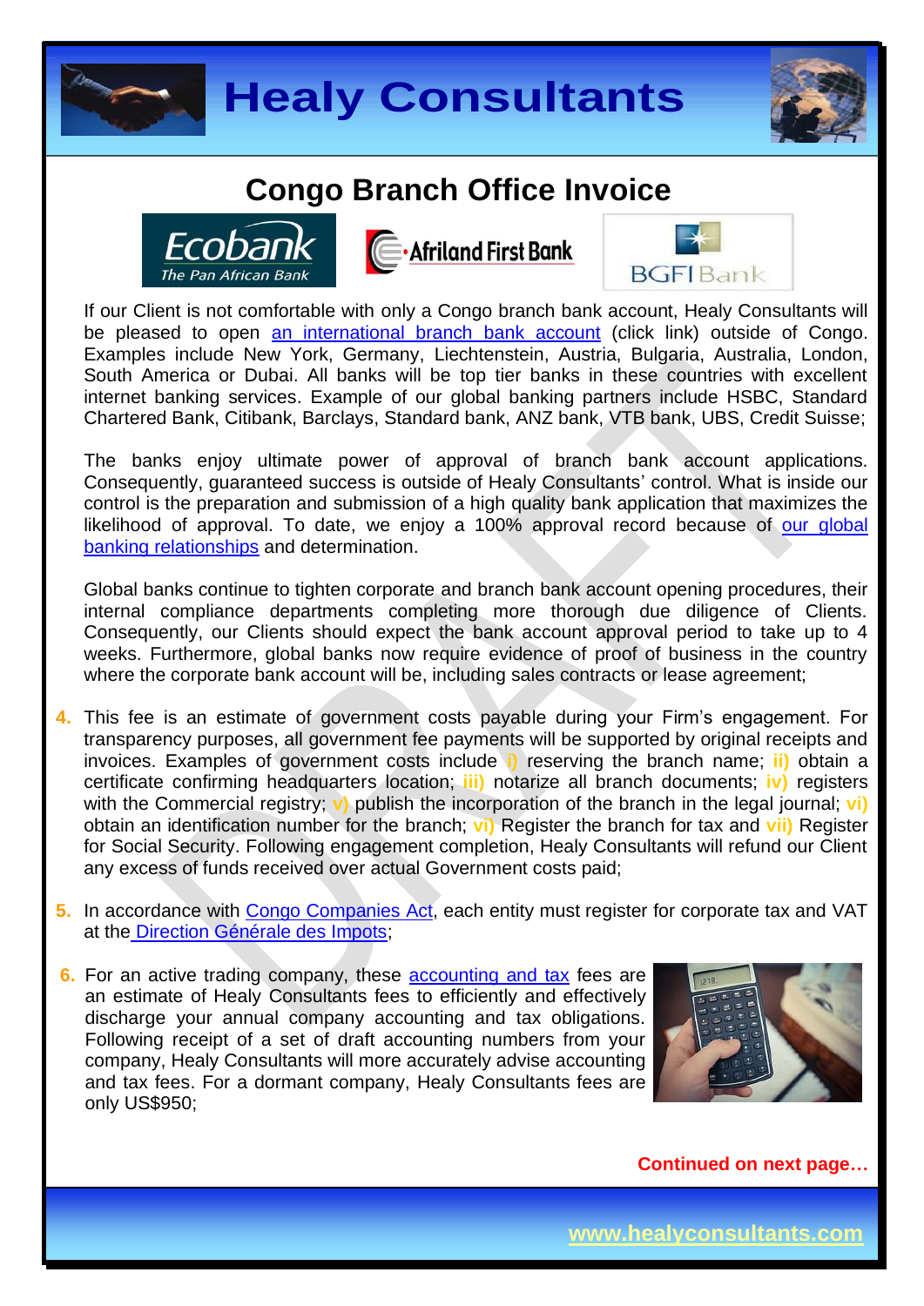# Congo Branch Office Invoice

If our Client is not comfortable with only a Congo branch bank account, Healy Consultants will be pleased to open an international branch bank account (click link) outside of Congo. Examples include New York, Germany, Liechtenstein, Austria, Bulgaria, Australia, London, South America or Dubai. All banks will be top tier banks in these countries with excellent internet banking services. Example of our global banking partners include HSBC, Standard Chartered Bank, Citibank, Barclays, Standard bank, ANZ bank, VTB bank, UBS, Credit Suisse;

The banks enjoy ultimate power of approval of branch bank account applications. Consequently, guaranteed success is outside of Healy Consultants' control. What is inside our control is the preparation and submission of a high quality bank application that maximizes the likelihood of approval. To date, we enjoy a 100% approval record because of our global banking relationships and determination.

Global banks continue to tighten corporate and branch bank account opening procedures, their internal compliance departments completing more thorough due diligence of Clients. Consequently, our Clients should expect the bank account approval period to take up to 4 weeks. Furthermore, global banks now require evidence of proof of business in the country where the corporate bank account will be, including sales contracts or lease agreement;

4. This fee is an estimate of government costs payable during your Firm's engagement. For transparency purposes, all government fee payments will be supported by original receipts and invoices. Examples of government costs include **i)** reserving the branch name; **ii)** obtain a certificate confirming headquarters location; **iii)** notarize all branch documents; **iv)** registers with the Commercial registry; **v)** publish the incorporation of the branch in the legal journal; **vi)** obtain an identification number for the branch; **vi)** Register the branch for tax and **vii)** Register for Social Security. Following engagement completion, Healy Consultants will refund our Client any excess of funds received over actual Government costs paid;

5. In accordance with Congo Companies Act, each entity must register for corporate tax and VAT at the Direction Générale des Impots;

6. For an active trading company, these accounting and tax fees are an estimate of Healy Consultants fees to efficiently and effectively discharge your annual company accounting and tax obligations. Following receipt of a set of draft accounting numbers from your company, Healy Consultants will more accurately advise accounting and tax fees. For a dormant company, Healy Consultants fees are only US$950;

**Continued on next page…**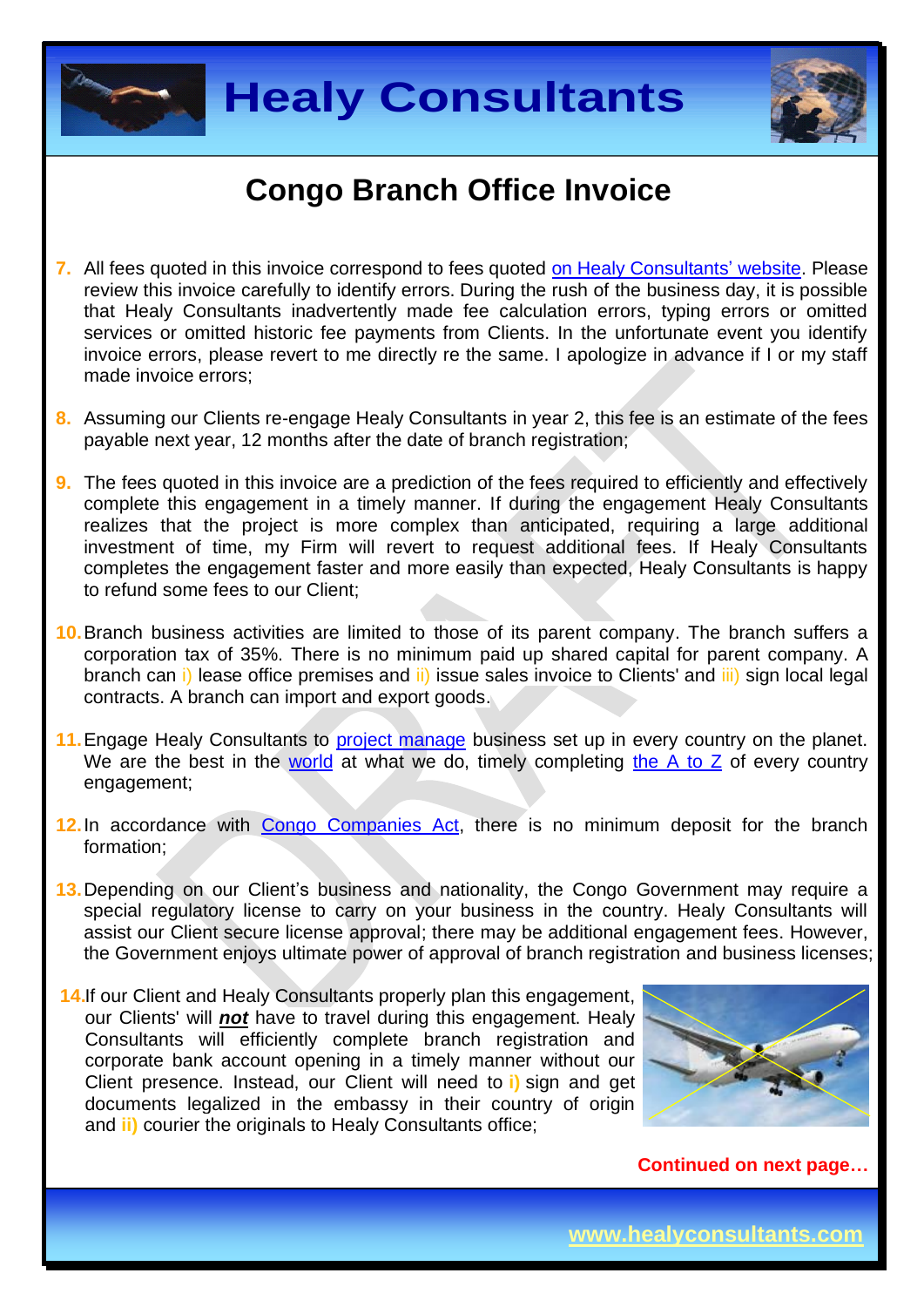# Congo Branch Office Invoice

7. All fees quoted in this invoice correspond to fees quoted on Healy Consultants' website. Please review this invoice carefully to identify errors. During the rush of the business day, it is possible that Healy Consultants inadvertently made fee calculation errors, typing errors or omitted services or omitted historic fee payments from Clients. In the unfortunate event you identify invoice errors, please revert to me directly re the same. I apologize in advance if I or my staff made invoice errors;

8. Assuming our Clients re-engage Healy Consultants in year 2, this fee is an estimate of the fees payable next year, 12 months after the date of branch registration;

9. The fees quoted in this invoice are a prediction of the fees required to efficiently and effectively complete this engagement in a timely manner. If during the engagement Healy Consultants realizes that the project is more complex than anticipated, requiring a large additional investment of time, my Firm will revert to request additional fees. If Healy Consultants completes the engagement faster and more easily than expected, Healy Consultants is happy to refund some fees to our Client;

10. Branch business activities are limited to those of its parent company. The branch suffers a corporation tax of 35%. There is no minimum paid up shared capital for parent company. A branch can i) lease office premises and ii) issue sales invoice to Clients' and iii) sign local legal contracts. A branch can import and export goods.

11. Engage Healy Consultants to project manage business set up in every country on the planet. We are the best in the world at what we do, timely completing the A to Z of every country engagement;

12. In accordance with Congo Companies Act, there is no minimum deposit for the branch formation;

13. Depending on our Client's business and nationality, the Congo Government may require a special regulatory license to carry on your business in the country. Healy Consultants will assist our Client secure license approval; there may be additional engagement fees. However, the Government enjoys ultimate power of approval of branch registration and business licenses;

14. If our Client and Healy Consultants properly plan this engagement, our Clients' will ***not*** have to travel during this engagement. Healy Consultants will efficiently complete branch registration and corporate bank account opening in a timely manner without our Client presence. Instead, our Client will need to **i)** sign and get documents legalized in the embassy in their country of origin and **ii)** courier the originals to Healy Consultants office;

**Continued on next page…**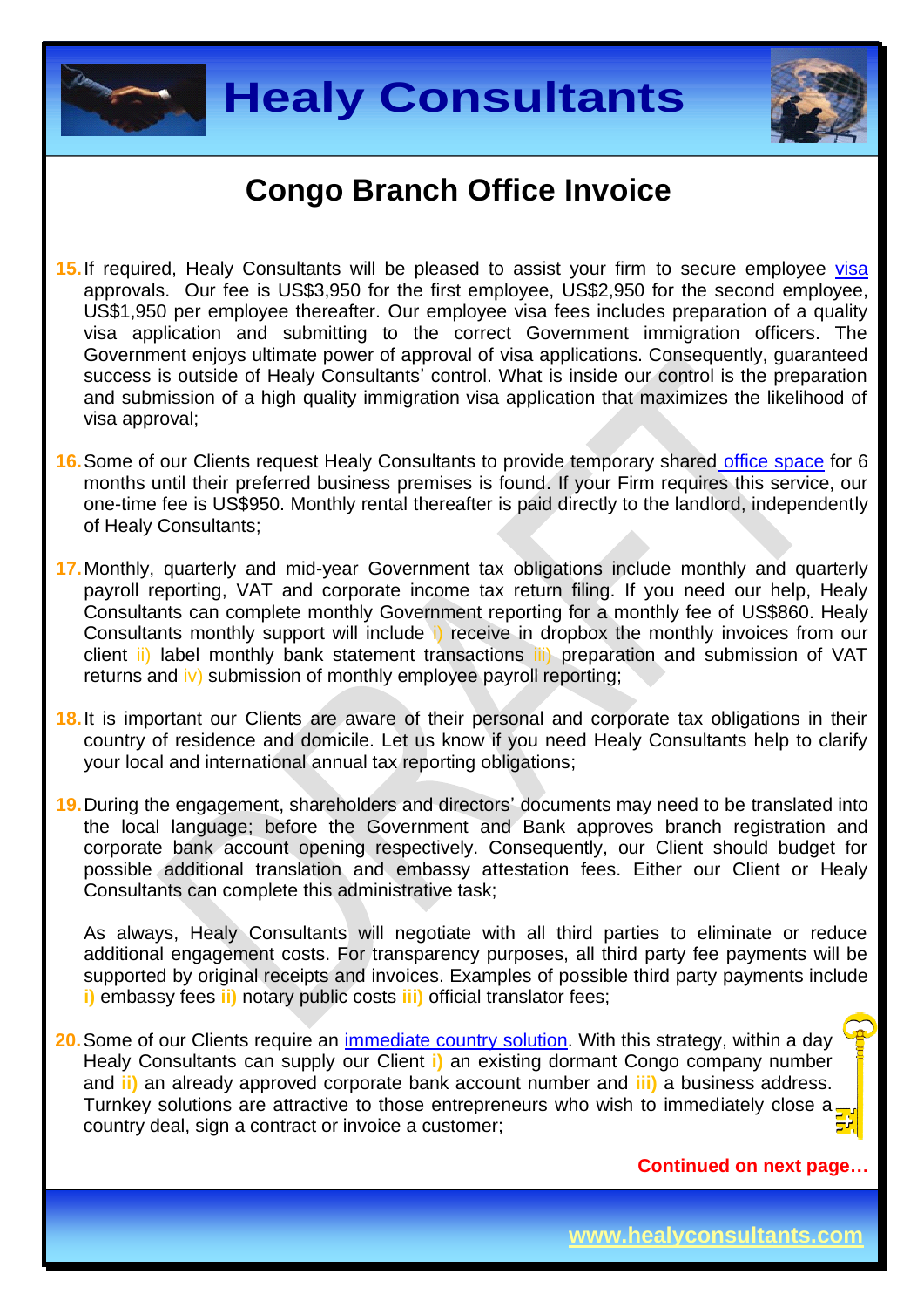# Congo Branch Office Invoice

15. If required, Healy Consultants will be pleased to assist your firm to secure employee visa approvals. Our fee is US$3,950 for the first employee, US$2,950 for the second employee, US$1,950 per employee thereafter. Our employee visa fees includes preparation of a quality visa application and submitting to the correct Government immigration officers. The Government enjoys ultimate power of approval of visa applications. Consequently, guaranteed success is outside of Healy Consultants' control. What is inside our control is the preparation and submission of a high quality immigration visa application that maximizes the likelihood of visa approval;

16. Some of our Clients request Healy Consultants to provide temporary shared office space for 6 months until their preferred business premises is found. If your Firm requires this service, our one-time fee is US$950. Monthly rental thereafter is paid directly to the landlord, independently of Healy Consultants;

17. Monthly, quarterly and mid-year Government tax obligations include monthly and quarterly payroll reporting, VAT and corporate income tax return filing. If you need our help, Healy Consultants can complete monthly Government reporting for a monthly fee of US$860. Healy Consultants monthly support will include i) receive in dropbox the monthly invoices from our client ii) label monthly bank statement transactions iii) preparation and submission of VAT returns and iv) submission of monthly employee payroll reporting;

18. It is important our Clients are aware of their personal and corporate tax obligations in their country of residence and domicile. Let us know if you need Healy Consultants help to clarify your local and international annual tax reporting obligations;

19. During the engagement, shareholders and directors' documents may need to be translated into the local language; before the Government and Bank approves branch registration and corporate bank account opening respectively. Consequently, our Client should budget for possible additional translation and embassy attestation fees. Either our Client or Healy Consultants can complete this administrative task;

    As always, Healy Consultants will negotiate with all third parties to eliminate or reduce additional engagement costs. For transparency purposes, all third party fee payments will be supported by original receipts and invoices. Examples of possible third party payments include **i)** embassy fees **ii)** notary public costs **iii)** official translator fees;

20. Some of our Clients require an immediate country solution. With this strategy, within a day Healy Consultants can supply our Client **i)** an existing dormant Congo company number and **ii)** an already approved corporate bank account number and **iii)** a business address. Turnkey solutions are attractive to those entrepreneurs who wish to immediately close a country deal, sign a contract or invoice a customer;

**Continued on next page…**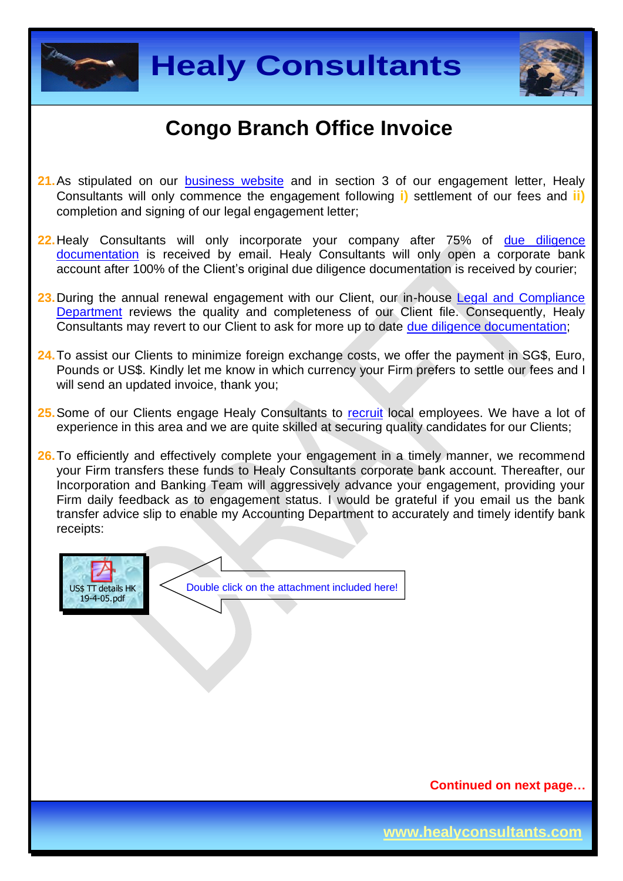# Congo Branch Office Invoice

21. As stipulated on our business website and in section 3 of our engagement letter, Healy Consultants will only commence the engagement following **i)** settlement of our fees and **ii)** completion and signing of our legal engagement letter;

22. Healy Consultants will only incorporate your company after 75% of due diligence documentation is received by email. Healy Consultants will only open a corporate bank account after 100% of the Client's original due diligence documentation is received by courier;

23. During the annual renewal engagement with our Client, our in-house Legal and Compliance Department reviews the quality and completeness of our Client file. Consequently, Healy Consultants may revert to our Client to ask for more up to date due diligence documentation;

24. To assist our Clients to minimize foreign exchange costs, we offer the payment in SG$, Euro, Pounds or US$. Kindly let me know in which currency your Firm prefers to settle our fees and I will send an updated invoice, thank you;

25. Some of our Clients engage Healy Consultants to recruit local employees. We have a lot of experience in this area and we are quite skilled at securing quality candidates for our Clients;

26. To efficiently and effectively complete your engagement in a timely manner, we recommend your Firm transfers these funds to Healy Consultants corporate bank account. Thereafter, our Incorporation and Banking Team will aggressively advance your engagement, providing your Firm daily feedback as to engagement status. I would be grateful if you email us the bank transfer advice slip to enable my Accounting Department to accurately and timely identify bank receipts:

US$ TT details HK 19-4-05.pdf

Double click on the attachment included here!

**Continued on next page…**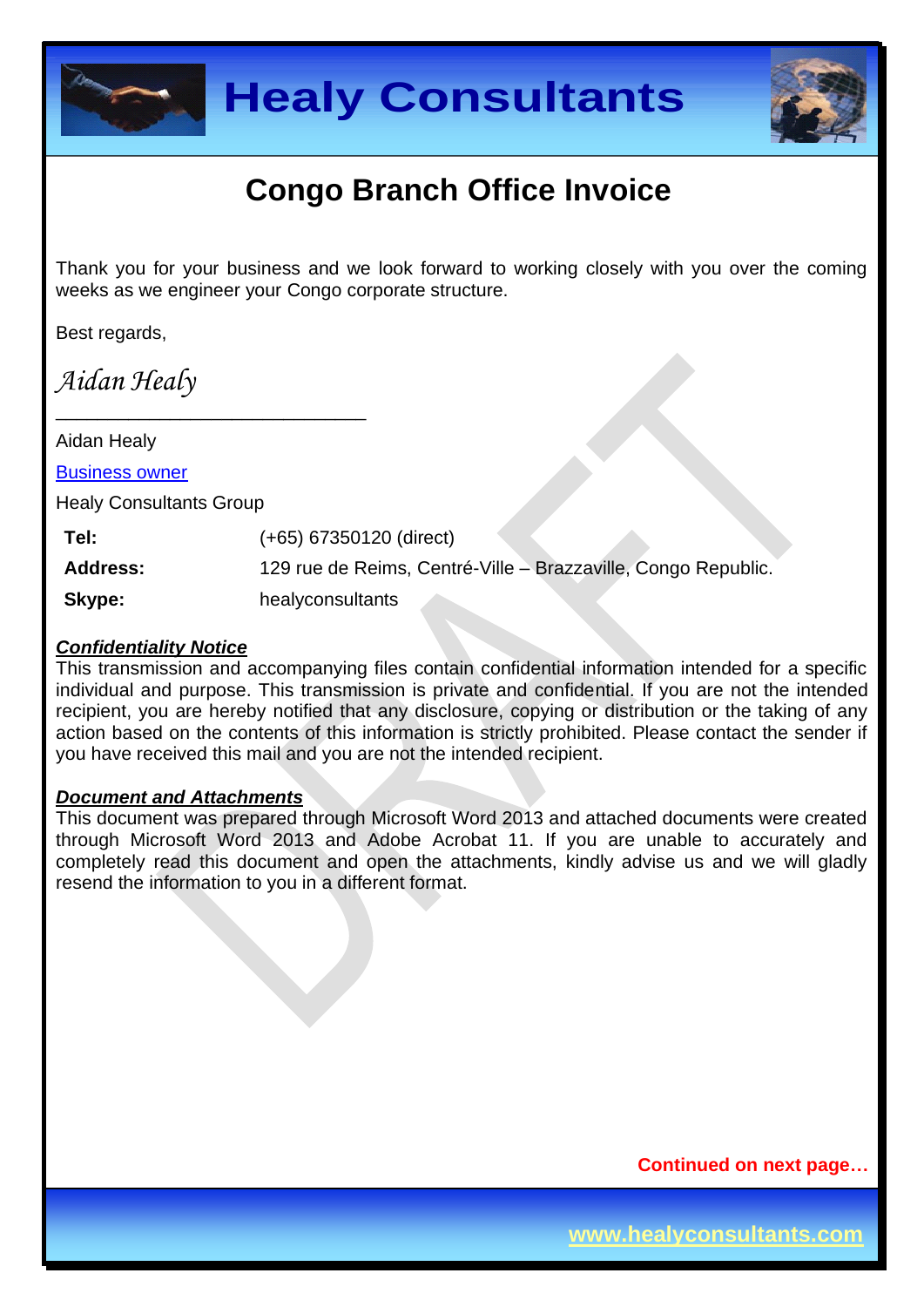# Congo Branch Office Invoice

Thank you for your business and we look forward to working closely with you over the coming weeks as we engineer your Congo corporate structure.

Best regards,

*Aidan Healy*

\_\_\_\_\_\_\_\_\_\_\_\_\_\_\_\_\_\_\_\_\_\_\_\_\_\_\_\_\_\_

Aidan Healy

Business owner

Healy Consultants Group

| | |
|---|---|
| **Tel:** | (+65) 67350120 (direct) |
| **Address:** | 129 rue de Reims, Centré-Ville – Brazzaville, Congo Republic. |
| **Skype:** | healyconsultants |

***Confidentiality Notice***

This transmission and accompanying files contain confidential information intended for a specific individual and purpose. This transmission is private and confidential. If you are not the intended recipient, you are hereby notified that any disclosure, copying or distribution or the taking of any action based on the contents of this information is strictly prohibited. Please contact the sender if you have received this mail and you are not the intended recipient.

***Document and Attachments***

This document was prepared through Microsoft Word 2013 and attached documents were created through Microsoft Word 2013 and Adobe Acrobat 11. If you are unable to accurately and completely read this document and open the attachments, kindly advise us and we will gladly resend the information to you in a different format.

**Continued on next page…**